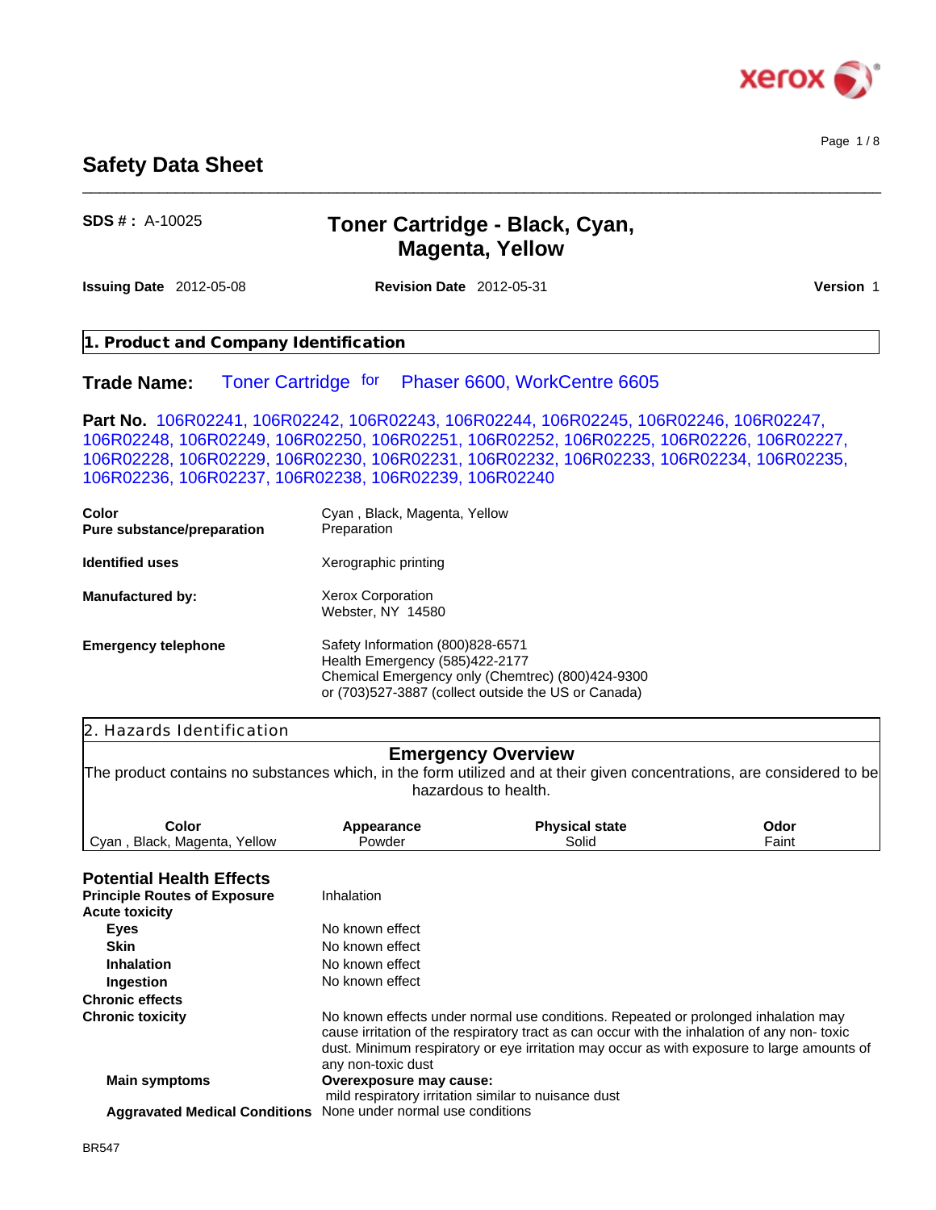# Safety Data Sheet

**SDS # :** A-10025

## Toner Cartridge - Black, Cyan, Magenta, Yellow

**Issuing Date** 2012-05-08 **Revision Date** 2012-05-31 **Version** 1

## 1. Product and Company Identification

**Trade Name:** Toner Cartridge for Phaser 6600, WorkCentre 6605

**Part No.** 106R02241, 106R02242, 106R02243, 106R02244, 106R02245, 106R02246, 106R02247, 106R02248, 106R02249, 106R02250, 106R02251, 106R02252, 106R02225, 106R02226, 106R02227, 106R02228, 106R02229, 106R02230, 106R02231, 106R02232, 106R02233, 106R02234, 106R02235, 106R02236, 106R02237, 106R02238, 106R02239, 106R02240

**Color** Cyan , Black, Magenta, Yellow
**Pure substance/preparation** Preparation

**Identified uses** Xerographic printing

**Manufactured by:** Xerox Corporation
Webster, NY 14580

**Emergency telephone** Safety Information (800)828-6571
Health Emergency (585)422-2177
Chemical Emergency only (Chemtrec) (800)424-9300
or (703)527-3887 (collect outside the US or Canada)

## 2. Hazards Identification

### Emergency Overview

The product contains no substances which, in the form utilized and at their given concentrations, are considered to be hazardous to health.

| Color | Appearance | Physical state | Odor |
|---|---|---|---|
| Cyan , Black, Magenta, Yellow | Powder | Solid | Faint |

### Potential Health Effects

**Principle Routes of Exposure** Inhalation

**Acute toxicity**

- **Eyes** No known effect
- **Skin** No known effect
- **Inhalation** No known effect
- **Ingestion** No known effect

**Chronic effects**

**Chronic toxicity** No known effects under normal use conditions. Repeated or prolonged inhalation may cause irritation of the respiratory tract as can occur with the inhalation of any non- toxic dust. Minimum respiratory or eye irritation may occur as with exposure to large amounts of any non-toxic dust

**Main symptoms** **Overexposure may cause:**
mild respiratory irritation similar to nuisance dust

**Aggravated Medical Conditions** None under normal use conditions

BR547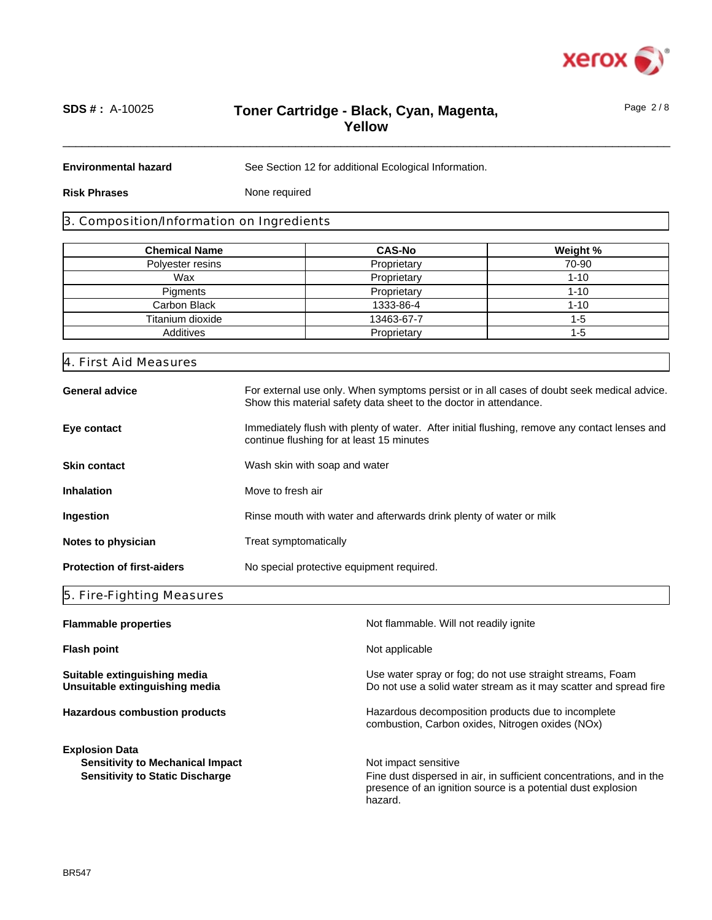**Environmental hazard** See Section 12 for additional Ecological Information.

**Risk Phrases** None required

## 3. Composition/Information on Ingredients

| Chemical Name | CAS-No | Weight % |
|---|---|---|
| Polyester resins | Proprietary | 70-90 |
| Wax | Proprietary | 1-10 |
| Pigments | Proprietary | 1-10 |
| Carbon Black | 1333-86-4 | 1-10 |
| Titanium dioxide | 13463-67-7 | 1-5 |
| Additives | Proprietary | 1-5 |

## 4. First Aid Measures

**General advice** For external use only. When symptoms persist or in all cases of doubt seek medical advice. Show this material safety data sheet to the doctor in attendance.

**Eye contact** Immediately flush with plenty of water. After initial flushing, remove any contact lenses and continue flushing for at least 15 minutes

**Skin contact** Wash skin with soap and water

**Inhalation** Move to fresh air

**Ingestion** Rinse mouth with water and afterwards drink plenty of water or milk

**Notes to physician** Treat symptomatically

**Protection of first-aiders** No special protective equipment required.

## 5. Fire-Fighting Measures

**Flammable properties** Not flammable. Will not readily ignite

**Flash point** Not applicable

**Suitable extinguishing media** Use water spray or fog; do not use straight streams, Foam

**Unsuitable extinguishing media** Do not use a solid water stream as it may scatter and spread fire

**Hazardous combustion products** Hazardous decomposition products due to incomplete combustion, Carbon oxides, Nitrogen oxides (NOx)

**Explosion Data**

**Sensitivity to Mechanical Impact** Not impact sensitive

**Sensitivity to Static Discharge** Fine dust dispersed in air, in sufficient concentrations, and in the presence of an ignition source is a potential dust explosion hazard.

BR547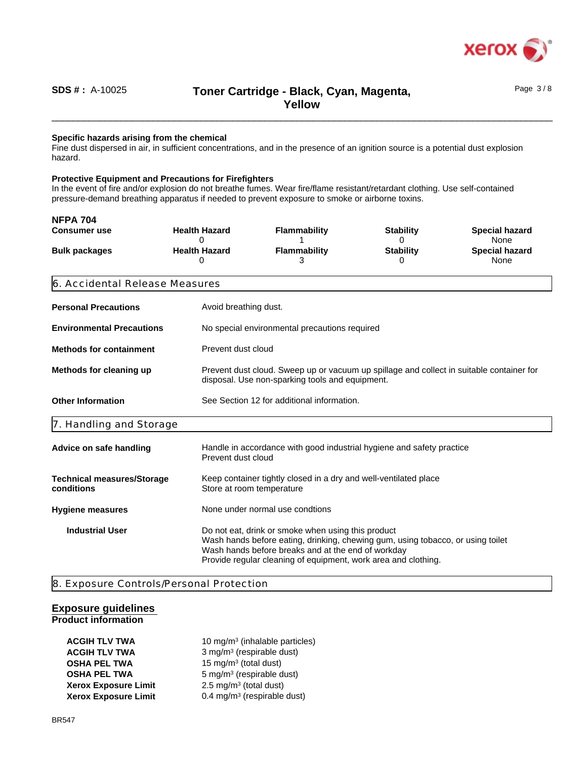**Specific hazards arising from the chemical**
Fine dust dispersed in air, in sufficient concentrations, and in the presence of an ignition source is a potential dust explosion hazard.

**Protective Equipment and Precautions for Firefighters**
In the event of fire and/or explosion do not breathe fumes. Wear fire/flame resistant/retardant clothing. Use self-contained pressure-demand breathing apparatus if needed to prevent exposure to smoke or airborne toxins.

**NFPA 704**

| | Health Hazard | Flammability | Stability | Special hazard |
|---|---|---|---|---|
| **Consumer use** | 0 | 1 | 0 | None |
| **Bulk packages** | 0 | 3 | 0 | None |

## 6. Accidental Release Measures

| | |
|---|---|
| **Personal Precautions** | Avoid breathing dust. |
| **Environmental Precautions** | No special environmental precautions required |
| **Methods for containment** | Prevent dust cloud |
| **Methods for cleaning up** | Prevent dust cloud. Sweep up or vacuum up spillage and collect in suitable container for disposal. Use non-sparking tools and equipment. |
| **Other Information** | See Section 12 for additional information. |

## 7. Handling and Storage

| | |
|---|---|
| **Advice on safe handling** | Handle in accordance with good industrial hygiene and safety practice<br>Prevent dust cloud |
| **Technical measures/Storage conditions** | Keep container tightly closed in a dry and well-ventilated place<br>Store at room temperature |
| **Hygiene measures** | None under normal use condtions |
| **Industrial User** | Do not eat, drink or smoke when using this product<br>Wash hands before eating, drinking, chewing gum, using tobacco, or using toilet<br>Wash hands before breaks and at the end of workday<br>Provide regular cleaning of equipment, work area and clothing. |

## 8. Exposure Controls/Personal Protection

### Exposure guidelines

**Product information**

| | |
|---|---|
| **ACGIH TLV TWA** | 10 mg/m³ (inhalable particles) |
| **ACGIH TLV TWA** | 3 mg/m³ (respirable dust) |
| **OSHA PEL TWA** | 15 mg/m³ (total dust) |
| **OSHA PEL TWA** | 5 mg/m³ (respirable dust) |
| **Xerox Exposure Limit** | 2.5 mg/m³ (total dust) |
| **Xerox Exposure Limit** | 0.4 mg/m³ (respirable dust) |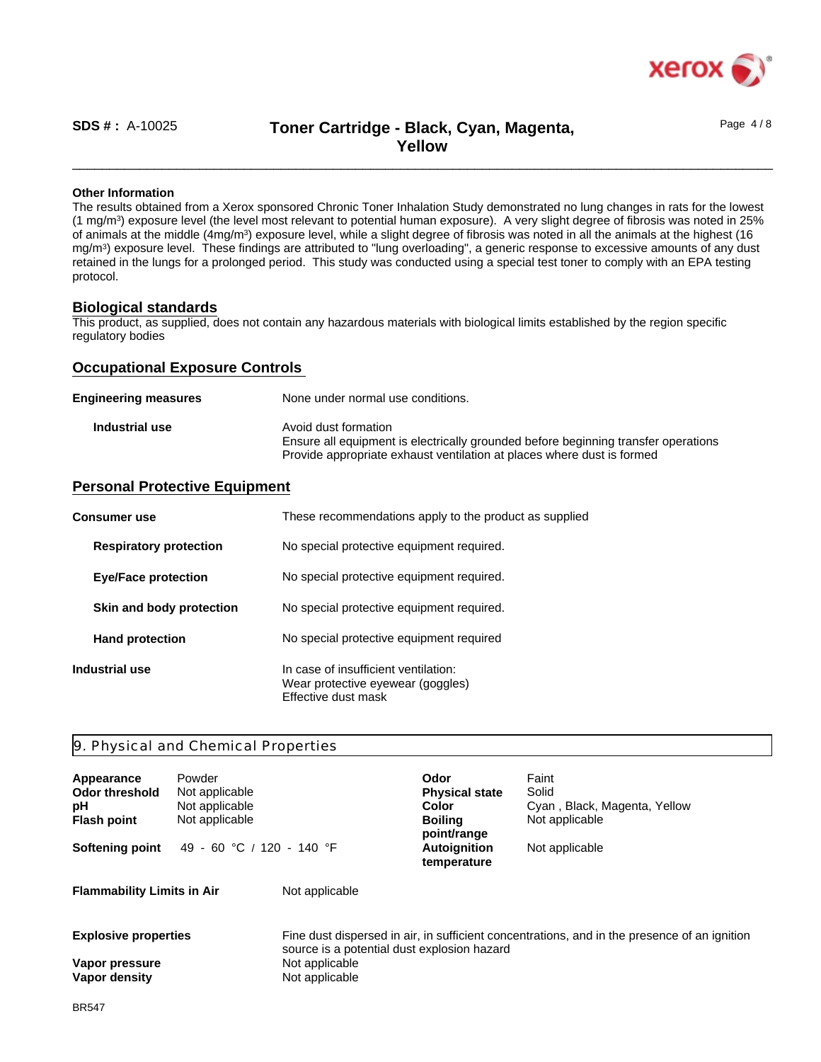**Other Information**

The results obtained from a Xerox sponsored Chronic Toner Inhalation Study demonstrated no lung changes in rats for the lowest (1 mg/m$^3$) exposure level (the level most relevant to potential human exposure). A very slight degree of fibrosis was noted in 25% of animals at the middle (4mg/m$^3$) exposure level, while a slight degree of fibrosis was noted in all the animals at the highest (16 mg/m$^3$) exposure level. These findings are attributed to "lung overloading", a generic response to excessive amounts of any dust retained in the lungs for a prolonged period. This study was conducted using a special test toner to comply with an EPA testing protocol.

## Biological standards

This product, as supplied, does not contain any hazardous materials with biological limits established by the region specific regulatory bodies

## Occupational Exposure Controls

| | |
|---|---|
| **Engineering measures** | None under normal use conditions. |
| **Industrial use** | Avoid dust formation<br>Ensure all equipment is electrically grounded before beginning transfer operations<br>Provide appropriate exhaust ventilation at places where dust is formed |

## Personal Protective Equipment

| | |
|---|---|
| **Consumer use** | These recommendations apply to the product as supplied |
| **Respiratory protection** | No special protective equipment required. |
| **Eye/Face protection** | No special protective equipment required. |
| **Skin and body protection** | No special protective equipment required. |
| **Hand protection** | No special protective equipment required |
| **Industrial use** | In case of insufficient ventilation:<br>Wear protective eyewear (goggles)<br>Effective dust mask |

# 9. Physical and Chemical Properties

| | | | |
|---|---|---|---|
| **Appearance** | Powder | **Odor** | Faint |
| **Odor threshold** | Not applicable | **Physical state** | Solid |
| **pH** | Not applicable | **Color** | Cyan , Black, Magenta, Yellow |
| **Flash point** | Not applicable | **Boiling point/range** | Not applicable |
| **Softening point** | 49 - 60 °C / 120 - 140 °F | **Autoignition temperature** | Not applicable |

| | |
|---|---|
| **Flammability Limits in Air** | Not applicable |
| **Explosive properties** | Fine dust dispersed in air, in sufficient concentrations, and in the presence of an ignition source is a potential dust explosion hazard |
| **Vapor pressure** | Not applicable |
| **Vapor density** | Not applicable |

BR547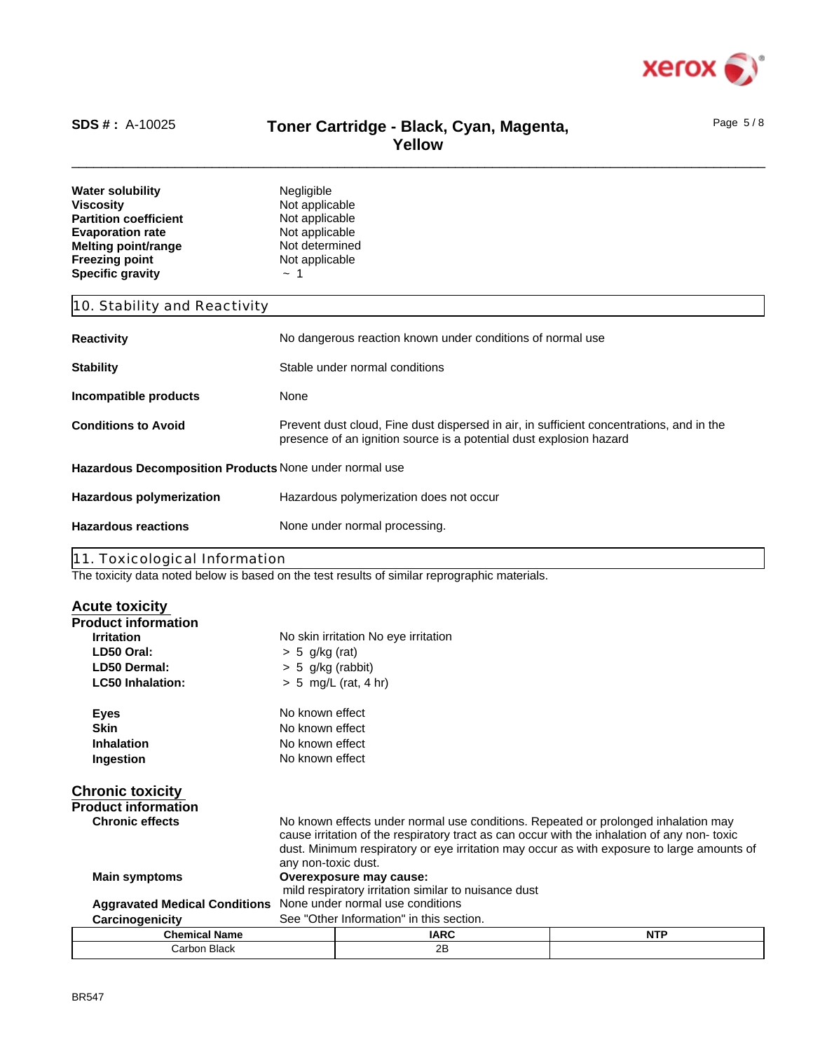| | |
|---|---|
| **Water solubility** | Negligible |
| **Viscosity** | Not applicable |
| **Partition coefficient** | Not applicable |
| **Evaporation rate** | Not applicable |
| **Melting point/range** | Not determined |
| **Freezing point** | Not applicable |
| **Specific gravity** | ~ 1 |

## 10. Stability and Reactivity

**Reactivity** No dangerous reaction known under conditions of normal use

**Stability** Stable under normal conditions

**Incompatible products** None

**Conditions to Avoid** Prevent dust cloud, Fine dust dispersed in air, in sufficient concentrations, and in the presence of an ignition source is a potential dust explosion hazard

**Hazardous Decomposition Products** None under normal use

**Hazardous polymerization** Hazardous polymerization does not occur

**Hazardous reactions** None under normal processing.

## 11. Toxicological Information

The toxicity data noted below is based on the test results of similar reprographic materials.

### Acute toxicity

**Product information**

| | |
|---|---|
| **Irritation** | No skin irritation No eye irritation |
| **LD50 Oral:** | > 5 g/kg (rat) |
| **LD50 Dermal:** | > 5 g/kg (rabbit) |
| **LC50 Inhalation:** | > 5 mg/L (rat, 4 hr) |
| **Eyes** | No known effect |
| **Skin** | No known effect |
| **Inhalation** | No known effect |
| **Ingestion** | No known effect |

### Chronic toxicity

**Product information**

**Chronic effects** No known effects under normal use conditions. Repeated or prolonged inhalation may cause irritation of the respiratory tract as can occur with the inhalation of any non- toxic dust. Minimum respiratory or eye irritation may occur as with exposure to large amounts of any non-toxic dust.

**Main symptoms** **Overexposure may cause:**
mild respiratory irritation similar to nuisance dust

**Aggravated Medical Conditions** None under normal use conditions

**Carcinogenicity** See "Other Information" in this section.

| Chemical Name | IARC | NTP |
|---|---|---|
| Carbon Black | 2B | |

BR547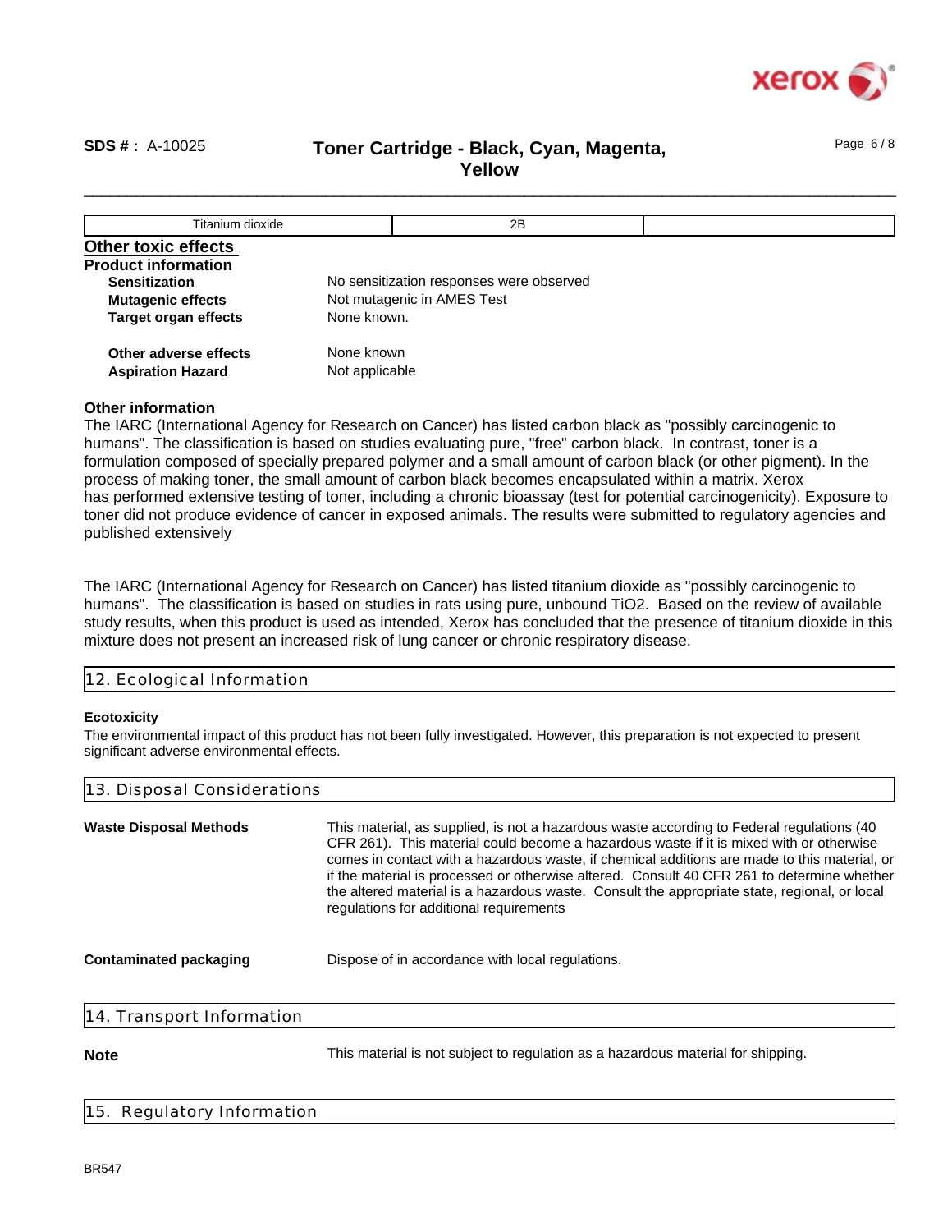| Titanium dioxide | 2B | |
|---|---|---|

### Other toxic effects

**Product information**

| | |
|---|---|
| **Sensitization** | No sensitization responses were observed |
| **Mutagenic effects** | Not mutagenic in AMES Test |
| **Target organ effects** | None known. |
| **Other adverse effects** | None known |
| **Aspiration Hazard** | Not applicable |

**Other information**

The IARC (International Agency for Research on Cancer) has listed carbon black as "possibly carcinogenic to humans". The classification is based on studies evaluating pure, "free" carbon black. In contrast, toner is a formulation composed of specially prepared polymer and a small amount of carbon black (or other pigment). In the process of making toner, the small amount of carbon black becomes encapsulated within a matrix. Xerox has performed extensive testing of toner, including a chronic bioassay (test for potential carcinogenicity). Exposure to toner did not produce evidence of cancer in exposed animals. The results were submitted to regulatory agencies and published extensively

The IARC (International Agency for Research on Cancer) has listed titanium dioxide as "possibly carcinogenic to humans". The classification is based on studies in rats using pure, unbound $TiO_2$. Based on the review of available study results, when this product is used as intended, Xerox has concluded that the presence of titanium dioxide in this mixture does not present an increased risk of lung cancer or chronic respiratory disease.

## 12. Ecological Information

**Ecotoxicity**

The environmental impact of this product has not been fully investigated. However, this preparation is not expected to present significant adverse environmental effects.

## 13. Disposal Considerations

**Waste Disposal Methods**

This material, as supplied, is not a hazardous waste according to Federal regulations (40 CFR 261). This material could become a hazardous waste if it is mixed with or otherwise comes in contact with a hazardous waste, if chemical additions are made to this material, or if the material is processed or otherwise altered. Consult 40 CFR 261 to determine whether the altered material is a hazardous waste. Consult the appropriate state, regional, or local regulations for additional requirements

**Contaminated packaging**

Dispose of in accordance with local regulations.

## 14. Transport Information

**Note**

This material is not subject to regulation as a hazardous material for shipping.

## 15. Regulatory Information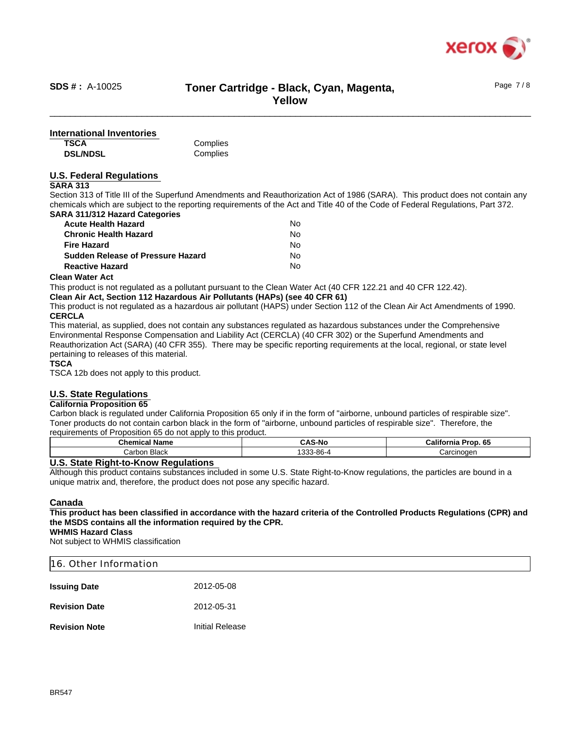## International Inventories

| | |
|---|---|
| **TSCA** | Complies |
| **DSL/NDSL** | Complies |

## U.S. Federal Regulations

**SARA 313**

Section 313 of Title III of the Superfund Amendments and Reauthorization Act of 1986 (SARA). This product does not contain any chemicals which are subject to the reporting requirements of the Act and Title 40 of the Code of Federal Regulations, Part 372.

**SARA 311/312 Hazard Categories**

| | |
|---|---|
| **Acute Health Hazard** | No |
| **Chronic Health Hazard** | No |
| **Fire Hazard** | No |
| **Sudden Release of Pressure Hazard** | No |
| **Reactive Hazard** | No |

**Clean Water Act**

This product is not regulated as a pollutant pursuant to the Clean Water Act (40 CFR 122.21 and 40 CFR 122.42).

**Clean Air Act, Section 112 Hazardous Air Pollutants (HAPs) (see 40 CFR 61)**

This product is not regulated as a hazardous air pollutant (HAPS) under Section 112 of the Clean Air Act Amendments of 1990.

**CERCLA**

This material, as supplied, does not contain any substances regulated as hazardous substances under the Comprehensive Environmental Response Compensation and Liability Act (CERCLA) (40 CFR 302) or the Superfund Amendments and Reauthorization Act (SARA) (40 CFR 355). There may be specific reporting requirements at the local, regional, or state level pertaining to releases of this material.

**TSCA**

TSCA 12b does not apply to this product.

## U.S. State Regulations

**California Proposition 65**

Carbon black is regulated under California Proposition 65 only if in the form of "airborne, unbound particles of respirable size". Toner products do not contain carbon black in the form of "airborne, unbound particles of respirable size". Therefore, the requirements of Proposition 65 do not apply to this product.

| Chemical Name | CAS-No | California Prop. 65 |
|---|---|---|
| Carbon Black | 1333-86-4 | Carcinogen |

## U.S. State Right-to-Know Regulations

Although this product contains substances included in some U.S. State Right-to-Know regulations, the particles are bound in a unique matrix and, therefore, the product does not pose any specific hazard.

## Canada

**This product has been classified in accordance with the hazard criteria of the Controlled Products Regulations (CPR) and the MSDS contains all the information required by the CPR.**

**WHMIS Hazard Class**

Not subject to WHMIS classification

# 16. Other Information

| | |
|---|---|
| **Issuing Date** | 2012-05-08 |
| **Revision Date** | 2012-05-31 |
| **Revision Note** | Initial Release |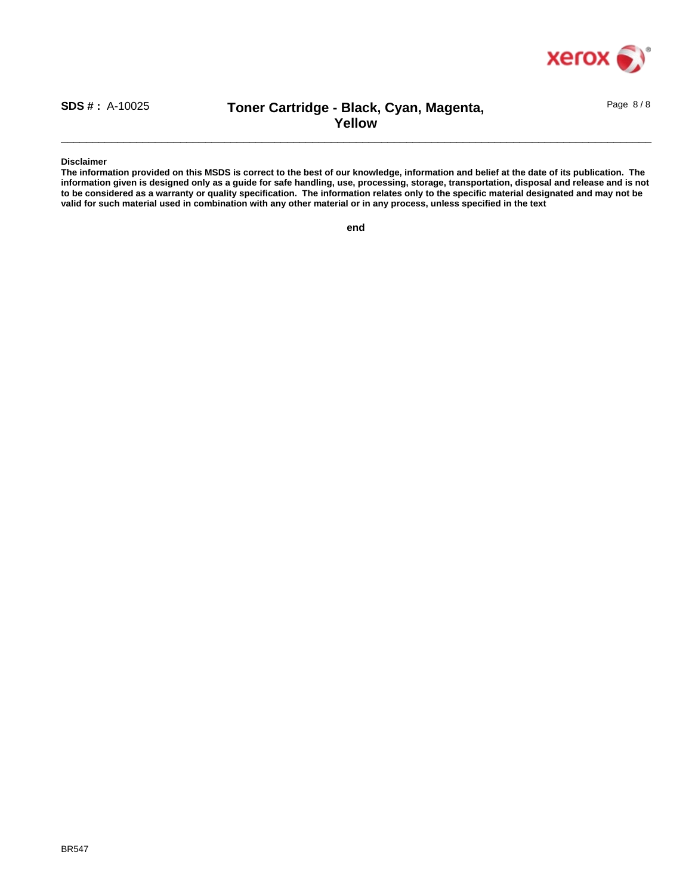**Disclaimer**

**The information provided on this MSDS is correct to the best of our knowledge, information and belief at the date of its publication. The information given is designed only as a guide for safe handling, use, processing, storage, transportation, disposal and release and is not to be considered as a warranty or quality specification. The information relates only to the specific material designated and may not be valid for such material used in combination with any other material or in any process, unless specified in the text**

**end**

BR547